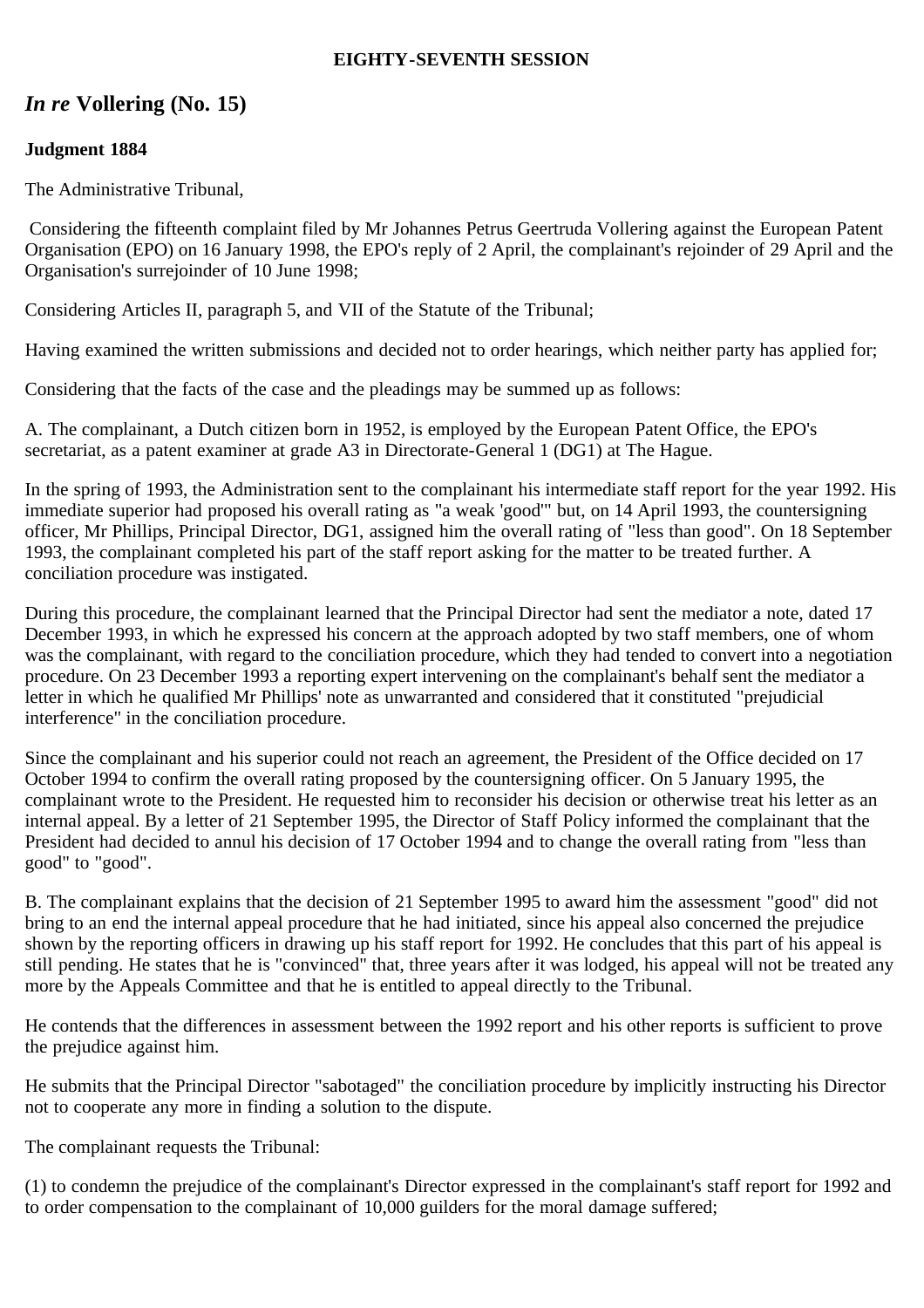**EIGHTY-SEVENTH SESSION**

## *In re* Vollering (No. 15)

**Judgment 1884**

The Administrative Tribunal,

Considering the fifteenth complaint filed by Mr Johannes Petrus Geertruda Vollering against the European Patent Organisation (EPO) on 16 January 1998, the EPO's reply of 2 April, the complainant's rejoinder of 29 April and the Organisation's surrejoinder of 10 June 1998;

Considering Articles II, paragraph 5, and VII of the Statute of the Tribunal;

Having examined the written submissions and decided not to order hearings, which neither party has applied for;

Considering that the facts of the case and the pleadings may be summed up as follows:

A. The complainant, a Dutch citizen born in 1952, is employed by the European Patent Office, the EPO's secretariat, as a patent examiner at grade A3 in Directorate-General 1 (DG1) at The Hague.

In the spring of 1993, the Administration sent to the complainant his intermediate staff report for the year 1992. His immediate superior had proposed his overall rating as "a weak 'good'" but, on 14 April 1993, the countersigning officer, Mr Phillips, Principal Director, DG1, assigned him the overall rating of "less than good". On 18 September 1993, the complainant completed his part of the staff report asking for the matter to be treated further. A conciliation procedure was instigated.

During this procedure, the complainant learned that the Principal Director had sent the mediator a note, dated 17 December 1993, in which he expressed his concern at the approach adopted by two staff members, one of whom was the complainant, with regard to the conciliation procedure, which they had tended to convert into a negotiation procedure. On 23 December 1993 a reporting expert intervening on the complainant's behalf sent the mediator a letter in which he qualified Mr Phillips' note as unwarranted and considered that it constituted "prejudicial interference" in the conciliation procedure.

Since the complainant and his superior could not reach an agreement, the President of the Office decided on 17 October 1994 to confirm the overall rating proposed by the countersigning officer. On 5 January 1995, the complainant wrote to the President. He requested him to reconsider his decision or otherwise treat his letter as an internal appeal. By a letter of 21 September 1995, the Director of Staff Policy informed the complainant that the President had decided to annul his decision of 17 October 1994 and to change the overall rating from "less than good" to "good".

B. The complainant explains that the decision of 21 September 1995 to award him the assessment "good" did not bring to an end the internal appeal procedure that he had initiated, since his appeal also concerned the prejudice shown by the reporting officers in drawing up his staff report for 1992. He concludes that this part of his appeal is still pending. He states that he is "convinced" that, three years after it was lodged, his appeal will not be treated any more by the Appeals Committee and that he is entitled to appeal directly to the Tribunal.

He contends that the differences in assessment between the 1992 report and his other reports is sufficient to prove the prejudice against him.

He submits that the Principal Director "sabotaged" the conciliation procedure by implicitly instructing his Director not to cooperate any more in finding a solution to the dispute.

The complainant requests the Tribunal:

(1) to condemn the prejudice of the complainant's Director expressed in the complainant's staff report for 1992 and to order compensation to the complainant of 10,000 guilders for the moral damage suffered;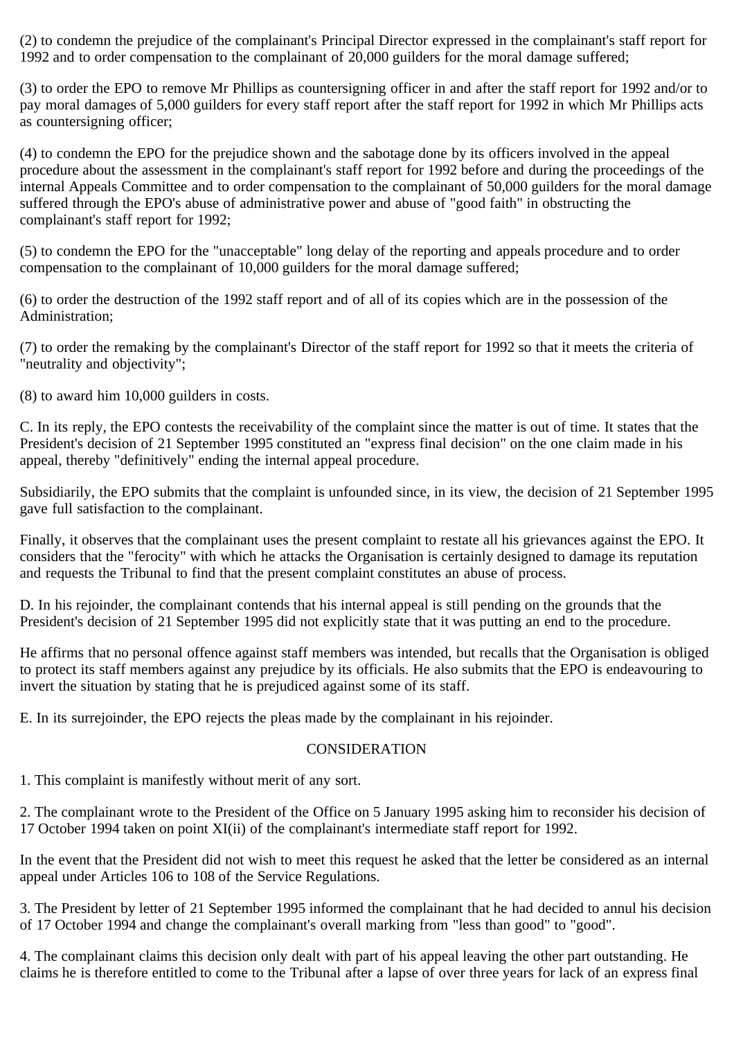(2) to condemn the prejudice of the complainant's Principal Director expressed in the complainant's staff report for 1992 and to order compensation to the complainant of 20,000 guilders for the moral damage suffered;

(3) to order the EPO to remove Mr Phillips as countersigning officer in and after the staff report for 1992 and/or to pay moral damages of 5,000 guilders for every staff report after the staff report for 1992 in which Mr Phillips acts as countersigning officer;

(4) to condemn the EPO for the prejudice shown and the sabotage done by its officers involved in the appeal procedure about the assessment in the complainant's staff report for 1992 before and during the proceedings of the internal Appeals Committee and to order compensation to the complainant of 50,000 guilders for the moral damage suffered through the EPO's abuse of administrative power and abuse of "good faith" in obstructing the complainant's staff report for 1992;

(5) to condemn the EPO for the "unacceptable" long delay of the reporting and appeals procedure and to order compensation to the complainant of 10,000 guilders for the moral damage suffered;

(6) to order the destruction of the 1992 staff report and of all of its copies which are in the possession of the Administration;

(7) to order the remaking by the complainant's Director of the staff report for 1992 so that it meets the criteria of "neutrality and objectivity";

(8) to award him 10,000 guilders in costs.

C. In its reply, the EPO contests the receivability of the complaint since the matter is out of time. It states that the President's decision of 21 September 1995 constituted an "express final decision" on the one claim made in his appeal, thereby "definitively" ending the internal appeal procedure.

Subsidiarily, the EPO submits that the complaint is unfounded since, in its view, the decision of 21 September 1995 gave full satisfaction to the complainant.

Finally, it observes that the complainant uses the present complaint to restate all his grievances against the EPO. It considers that the "ferocity" with which he attacks the Organisation is certainly designed to damage its reputation and requests the Tribunal to find that the present complaint constitutes an abuse of process.

D. In his rejoinder, the complainant contends that his internal appeal is still pending on the grounds that the President's decision of 21 September 1995 did not explicitly state that it was putting an end to the procedure.

He affirms that no personal offence against staff members was intended, but recalls that the Organisation is obliged to protect its staff members against any prejudice by its officials. He also submits that the EPO is endeavouring to invert the situation by stating that he is prejudiced against some of its staff.

E. In its surrejoinder, the EPO rejects the pleas made by the complainant in his rejoinder.

## CONSIDERATION

1. This complaint is manifestly without merit of any sort.

2. The complainant wrote to the President of the Office on 5 January 1995 asking him to reconsider his decision of 17 October 1994 taken on point XI(ii) of the complainant's intermediate staff report for 1992.

In the event that the President did not wish to meet this request he asked that the letter be considered as an internal appeal under Articles 106 to 108 of the Service Regulations.

3. The President by letter of 21 September 1995 informed the complainant that he had decided to annul his decision of 17 October 1994 and change the complainant's overall marking from "less than good" to "good".

4. The complainant claims this decision only dealt with part of his appeal leaving the other part outstanding. He claims he is therefore entitled to come to the Tribunal after a lapse of over three years for lack of an express final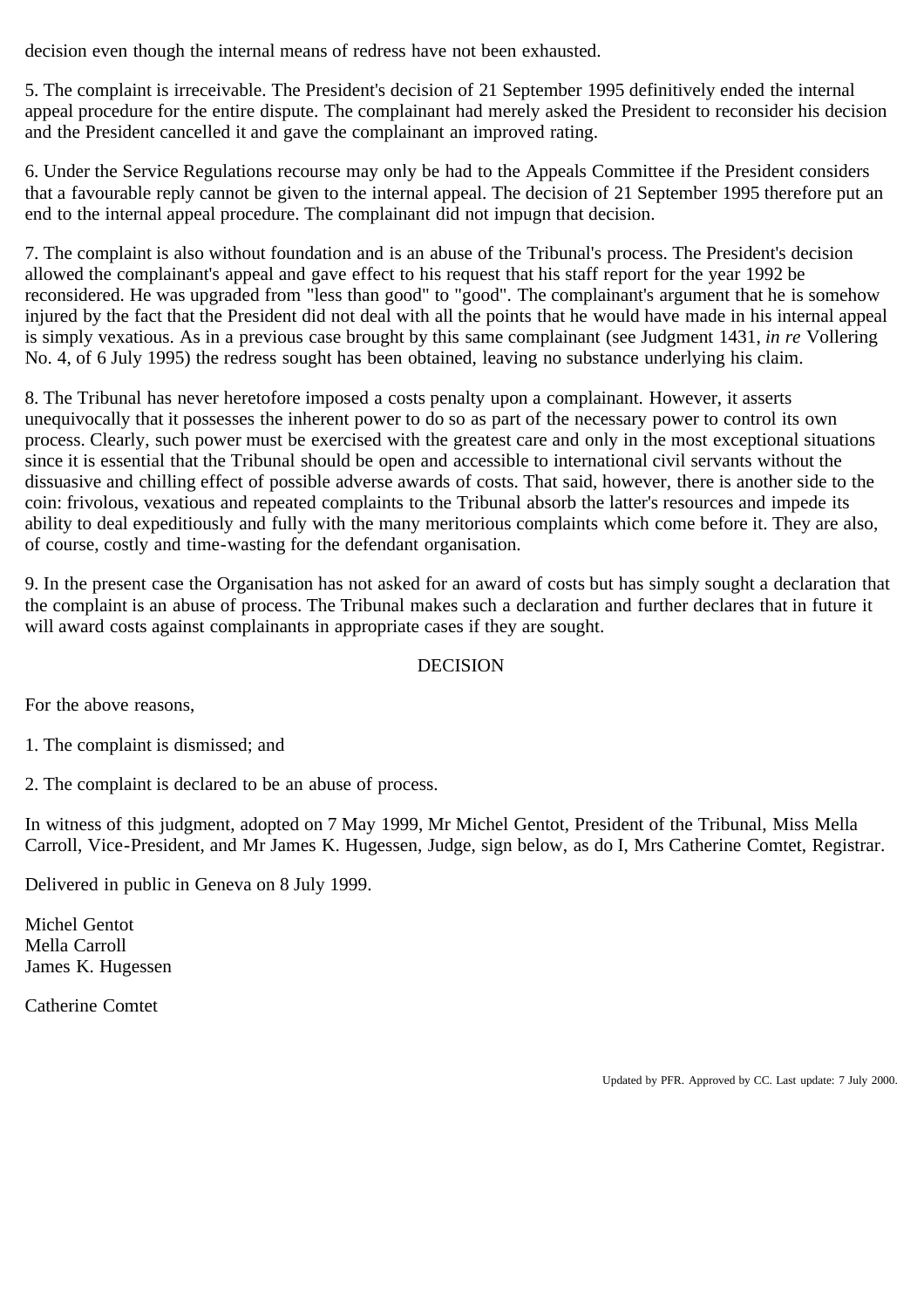decision even though the internal means of redress have not been exhausted.

5. The complaint is irreceivable. The President's decision of 21 September 1995 definitively ended the internal appeal procedure for the entire dispute. The complainant had merely asked the President to reconsider his decision and the President cancelled it and gave the complainant an improved rating.

6. Under the Service Regulations recourse may only be had to the Appeals Committee if the President considers that a favourable reply cannot be given to the internal appeal. The decision of 21 September 1995 therefore put an end to the internal appeal procedure. The complainant did not impugn that decision.

7. The complaint is also without foundation and is an abuse of the Tribunal's process. The President's decision allowed the complainant's appeal and gave effect to his request that his staff report for the year 1992 be reconsidered. He was upgraded from "less than good" to "good". The complainant's argument that he is somehow injured by the fact that the President did not deal with all the points that he would have made in his internal appeal is simply vexatious. As in a previous case brought by this same complainant (see Judgment 1431, *in re* Vollering No. 4, of 6 July 1995) the redress sought has been obtained, leaving no substance underlying his claim.

8. The Tribunal has never heretofore imposed a costs penalty upon a complainant. However, it asserts unequivocally that it possesses the inherent power to do so as part of the necessary power to control its own process. Clearly, such power must be exercised with the greatest care and only in the most exceptional situations since it is essential that the Tribunal should be open and accessible to international civil servants without the dissuasive and chilling effect of possible adverse awards of costs. That said, however, there is another side to the coin: frivolous, vexatious and repeated complaints to the Tribunal absorb the latter's resources and impede its ability to deal expeditiously and fully with the many meritorious complaints which come before it. They are also, of course, costly and time-wasting for the defendant organisation.

9. In the present case the Organisation has not asked for an award of costs but has simply sought a declaration that the complaint is an abuse of process. The Tribunal makes such a declaration and further declares that in future it will award costs against complainants in appropriate cases if they are sought.

DECISION

For the above reasons,

1. The complaint is dismissed; and

2. The complaint is declared to be an abuse of process.

In witness of this judgment, adopted on 7 May 1999, Mr Michel Gentot, President of the Tribunal, Miss Mella Carroll, Vice-President, and Mr James K. Hugessen, Judge, sign below, as do I, Mrs Catherine Comtet, Registrar.

Delivered in public in Geneva on 8 July 1999.

Michel Gentot
Mella Carroll
James K. Hugessen

Catherine Comtet

Updated by PFR. Approved by CC. Last update: 7 July 2000.